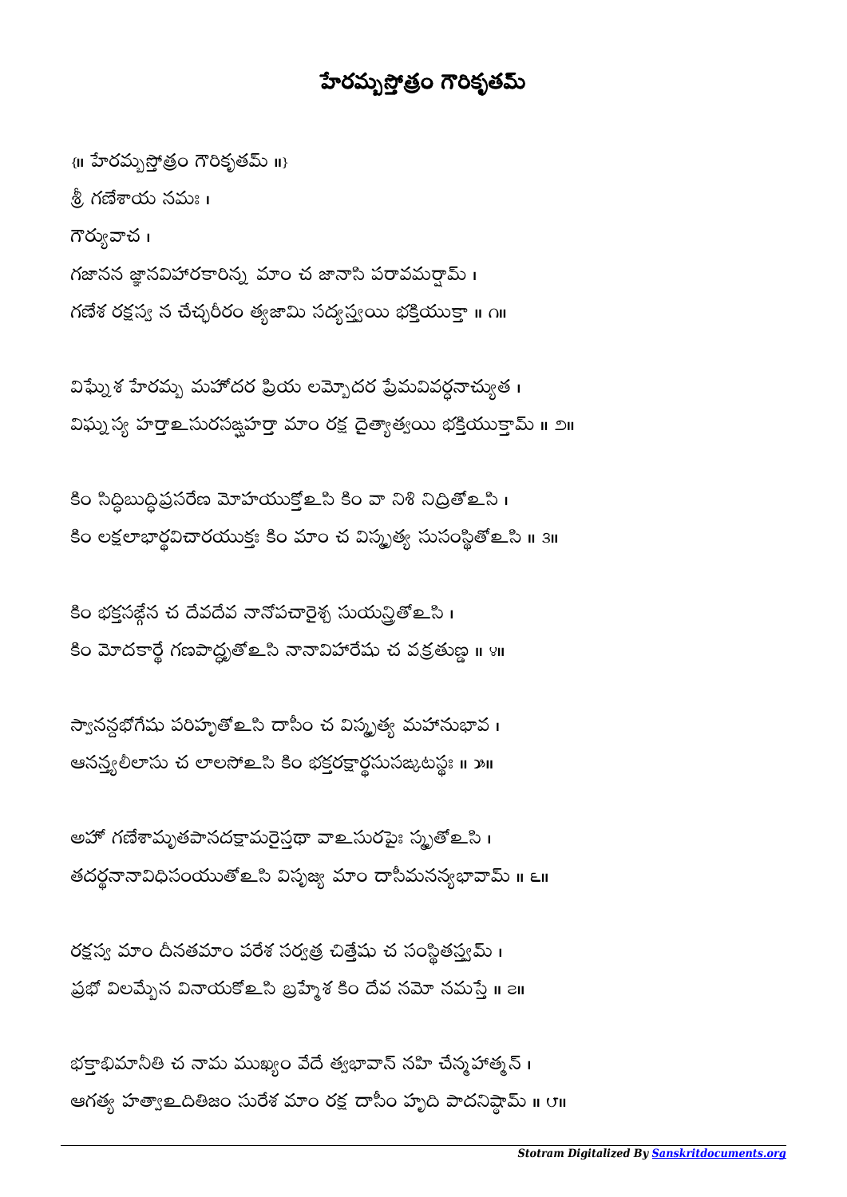# హేరమ్బస్తోత్రం గౌరికృతమ్

{॥ హేరమ్బస్తోత్రం గౌరికృతమ్ ॥}

శ్రీ గణేశాయ నమః ।

గౌర్యువాచ ।

గజానన జ్ఞానవిహారకారిన్న మాం చ జానాసి పరావమర్షామ్ ।
గణేశ రక్షస్వ న చేచ్ఛరీరం త్యజామి సద్యస్త్వయి భక్తియుక్తా ॥ ౧॥

విఘ్నేశ హేరమ్బ మహోదర ప్రియ లమ్బోదర ప్రేమవివర్ధనాచ్యుత ।
విఘ్నస్య హర్తాఽసురసఙ్ఘహర్తా మాం రక్ష దైత్యాత్త్వయి భక్తియుక్తామ్ ॥ ౨॥

కిం సిద్ధిబుద్ధిప్రసరేణ మోహయుక్తోఽసి కిం వా నిశి నిద్రితోఽసి ।
కిం లక్షలాభార్థవిచారయుక్తః కిం మాం చ విస్మృత్య సుసంస్థితోఽసి ॥ ౩॥

కిం భక్తసఙ్గేన చ దేవదేవ నానోపచారైశ్చ సుయన్త్రితోఽసి ।
కిం మోదకార్థే గణపాద్భృతోఽసి నానావిహారేషు చ వక్రతుణ్డ ॥ ౪॥

స్వానన్దభోగేషు పరిహృతోఽసి దాసీం చ విస్మృత్య మహానుభావ ।
ఆనన్త్యలీలాసు చ లాలసోఽసి కిం భక్తరక్షార్థసుసఙ్కటస్థః ॥ ౫॥

అహో గణేశామృతపానదక్షామరైస్తథా వాఽసురపైః స్మృతోఽసి ।
తదర్థనానావిధిసంయుతోఽసి విసృజ్య మాం దాసీమనన్యభావామ్ ॥ ౬॥

రక్షస్వ మాం దీనతమాం పరేశ సర్వత్ర చిత్తేషు చ సంస్థితస్త్వమ్ ।
ప్రభో విలమ్బేన వినాయకోఽసి బ్రహ్మేశ కిం దేవ నమో నమస్తే ॥ ౭॥

భక్తాభిమానీతి చ నామ ముఖ్యం వేదే త్వభావాన్ నహి చేన్మహాత్మన్ ।
ఆగత్య హత్వాఽదితిజం సురేశ మాం రక్ష దాసీం హృది పాదనిష్ఠామ్ ॥ ౮॥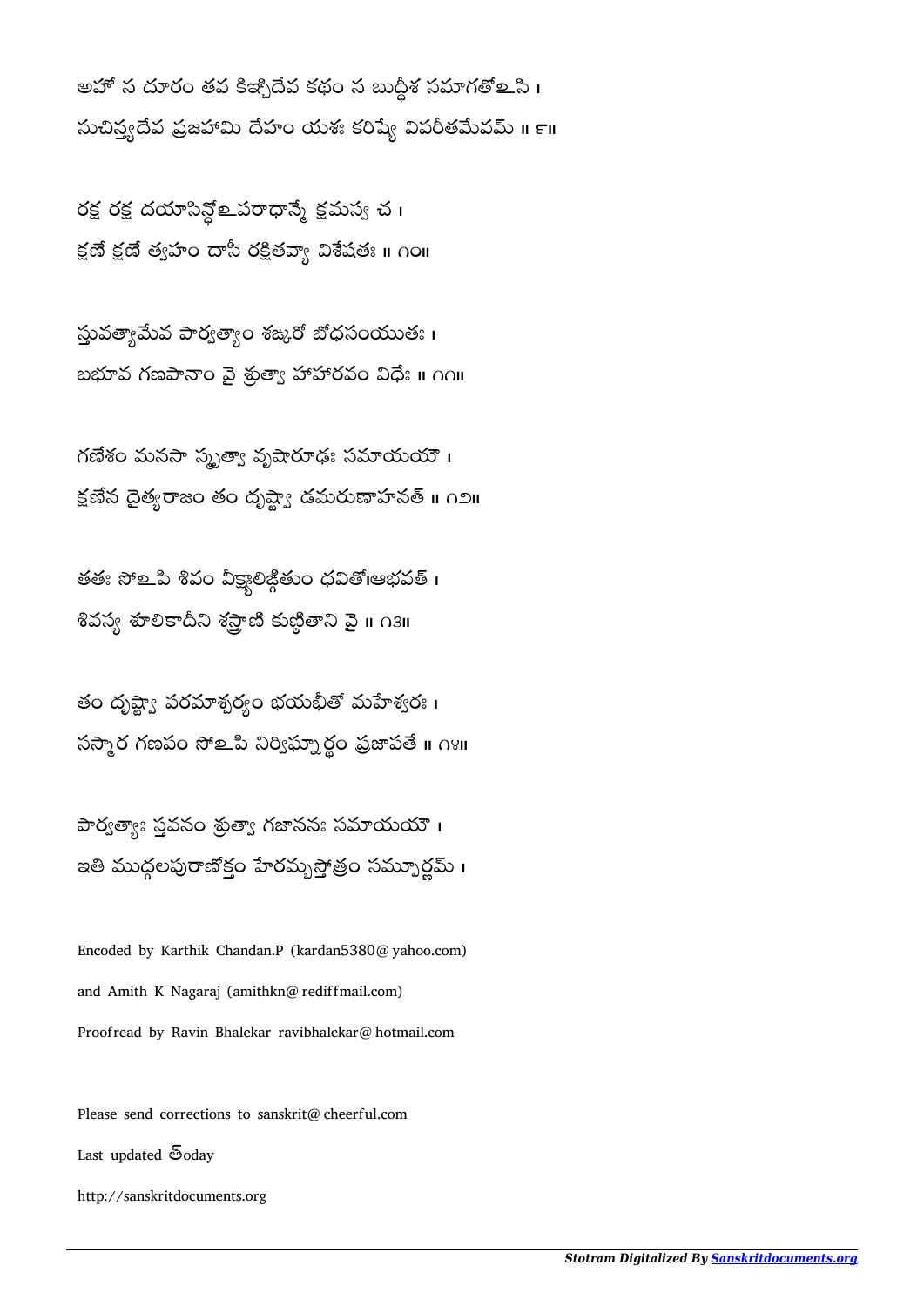అహో న దూరం తవ కిఞ్చిదేవ కథం న బుద్ధీశ సమాగతోఽసి ।
సుచిన్త్యదేవ ప్రజహామి దేహం యశః కరిష్యే విపరీతమేవమ్ ॥ ౯॥

రక్ష రక్ష దయాసిన్ధోఽపరాధాన్మే క్షమస్వ చ ।
క్షణే క్షణే త్వహం దాసీ రక్షితవ్యా విశేషతః ॥ ౧౦॥

స్తువత్యామేవ పార్వత్యాం శఙ్కరో బోధసంయుతః ।
బభూవ గణపానాం వై శ్రుత్వా హాహారవం విధేః ॥ ౧౧॥

గణేశం మనసా స్మృత్వా వృషారూఢః సమాయయౌ ।
క్షణేన దైత్యరాజం తం దృష్ట్వా డమరుణాహనత్ ॥ ౧౨॥

తతః సోఽపి శివం వీక్ష్యాలిఙ్గితుం ధవితోఽభవత్ ।
శివస్య శూలికాదీని శస్త్రాణి కుణ్ఠితాని వై ॥ ౧౩॥

తం దృష్ట్వా పరమాశ్చర్యం భయభీతో మహేశ్వరః ।
సస్మార గణపం సోఽపి నిర్విఘ్నార్థం ప్రజాపతే ॥ ౧౪॥

పార్వత్యాః స్తవనం శ్రుత్వా గజాననః సమాయయౌ ।
ఇతి ముద్గలపురాణోక్తం హేరమ్బస్తోత్రం సమ్పూర్ణమ్ ।

Encoded by Karthik Chandan.P (kardan5380@yahoo.com)

and Amith K Nagaraj (amithkn@rediffmail.com)

Proofread by Ravin Bhalekar ravibhalekar@hotmail.com

Please send corrections to sanskrit@cheerful.com

Last updated టoday

http://sanskritdocuments.org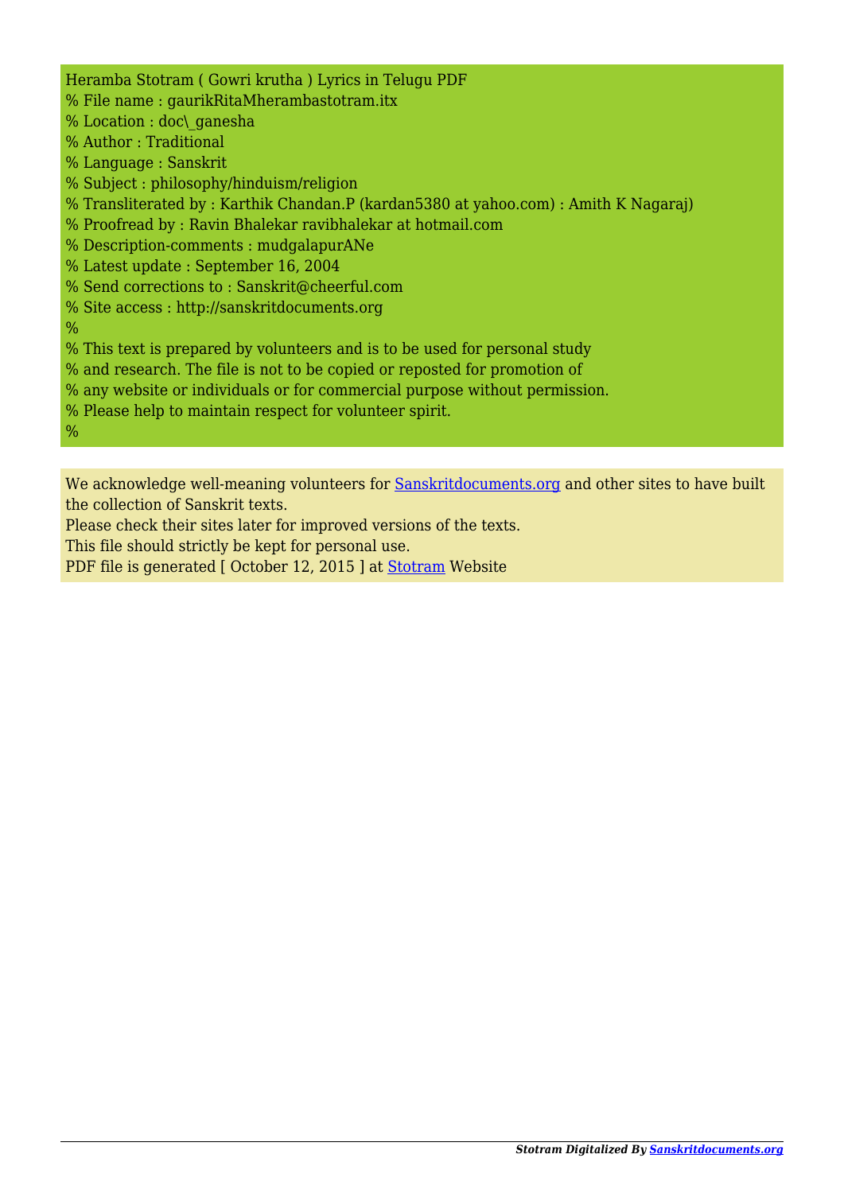Heramba Stotram ( Gowri krutha ) Lyrics in Telugu PDF
% File name : gaurikRitaMherambastotram.itx
% Location : doc\_ganesha
% Author : Traditional
% Language : Sanskrit
% Subject : philosophy/hinduism/religion
% Transliterated by : Karthik Chandan.P (kardan5380 at yahoo.com) : Amith K Nagaraj)
% Proofread by : Ravin Bhalekar ravibhalekar at hotmail.com
% Description-comments : mudgalapurANe
% Latest update : September 16, 2004
% Send corrections to : Sanskrit@cheerful.com
% Site access : http://sanskritdocuments.org
%
% This text is prepared by volunteers and is to be used for personal study
% and research. The file is not to be copied or reposted for promotion of
% any website or individuals or for commercial purpose without permission.
% Please help to maintain respect for volunteer spirit.
%

We acknowledge well-meaning volunteers for Sanskritdocuments.org and other sites to have built the collection of Sanskrit texts.
Please check their sites later for improved versions of the texts.
This file should strictly be kept for personal use.
PDF file is generated [ October 12, 2015 ] at Stotram Website